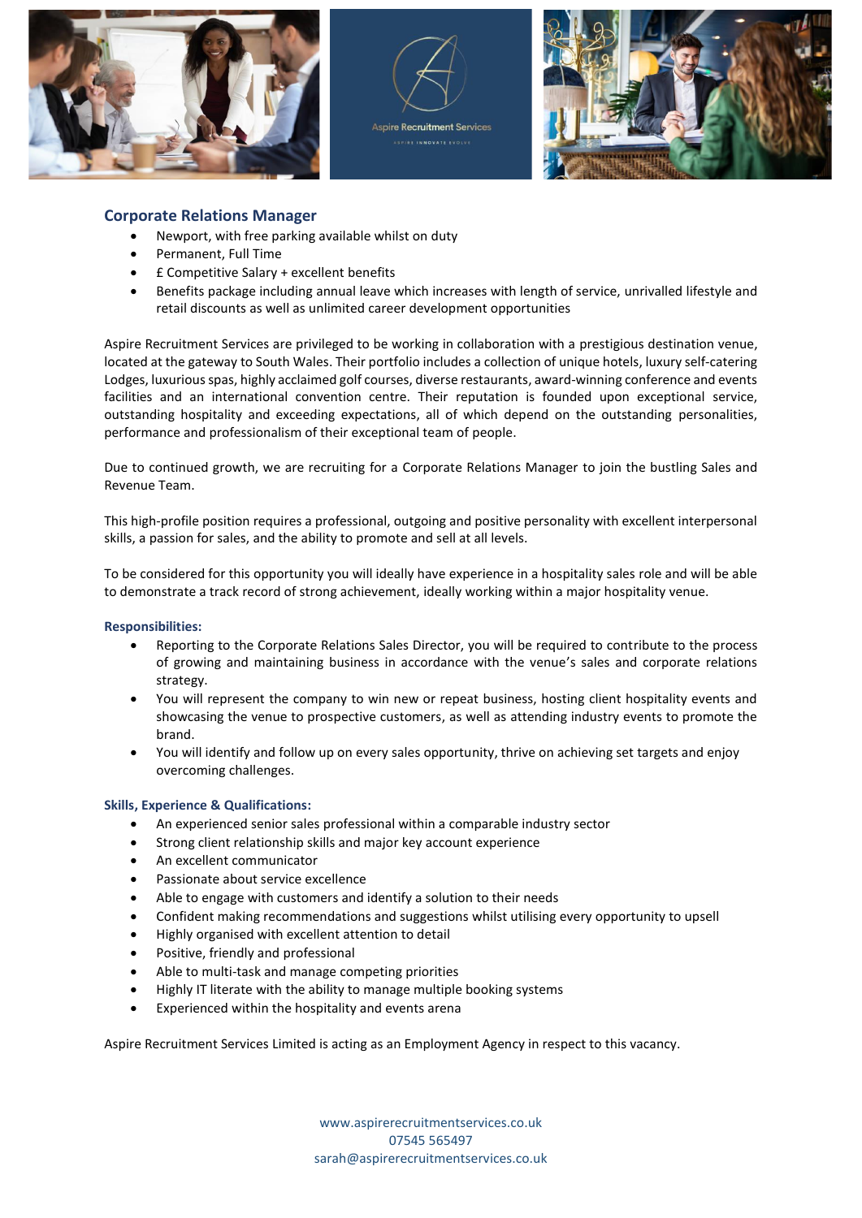## Corporate Relations Manager

- Newport, with free parking available whilst on duty
- Permanent, Full Time
- £ Competitive Salary + excellent benefits
- Benefits package including annual leave which increases with length of service, unrivalled lifestyle and retail discounts as well as unlimited career development opportunities

Aspire Recruitment Services are privileged to be working in collaboration with a prestigious destination venue, located at the gateway to South Wales. Their portfolio includes a collection of unique hotels, luxury self-catering Lodges, luxurious spas, highly acclaimed golf courses, diverse restaurants, award-winning conference and events facilities and an international convention centre. Their reputation is founded upon exceptional service, outstanding hospitality and exceeding expectations, all of which depend on the outstanding personalities, performance and professionalism of their exceptional team of people.

Due to continued growth, we are recruiting for a Corporate Relations Manager to join the bustling Sales and Revenue Team.

This high-profile position requires a professional, outgoing and positive personality with excellent interpersonal skills, a passion for sales, and the ability to promote and sell at all levels.

To be considered for this opportunity you will ideally have experience in a hospitality sales role and will be able to demonstrate a track record of strong achievement, ideally working within a major hospitality venue.

### Responsibilities:

- Reporting to the Corporate Relations Sales Director, you will be required to contribute to the process of growing and maintaining business in accordance with the venue's sales and corporate relations strategy.
- You will represent the company to win new or repeat business, hosting client hospitality events and showcasing the venue to prospective customers, as well as attending industry events to promote the brand.
- You will identify and follow up on every sales opportunity, thrive on achieving set targets and enjoy overcoming challenges.

### Skills, Experience & Qualifications:

- An experienced senior sales professional within a comparable industry sector
- Strong client relationship skills and major key account experience
- An excellent communicator
- Passionate about service excellence
- Able to engage with customers and identify a solution to their needs
- Confident making recommendations and suggestions whilst utilising every opportunity to upsell
- Highly organised with excellent attention to detail
- Positive, friendly and professional
- Able to multi-task and manage competing priorities
- Highly IT literate with the ability to manage multiple booking systems
- Experienced within the hospitality and events arena

Aspire Recruitment Services Limited is acting as an Employment Agency in respect to this vacancy.

www.aspirerecruitmentservices.co.uk
07545 565497
sarah@aspirerecruitmentservices.co.uk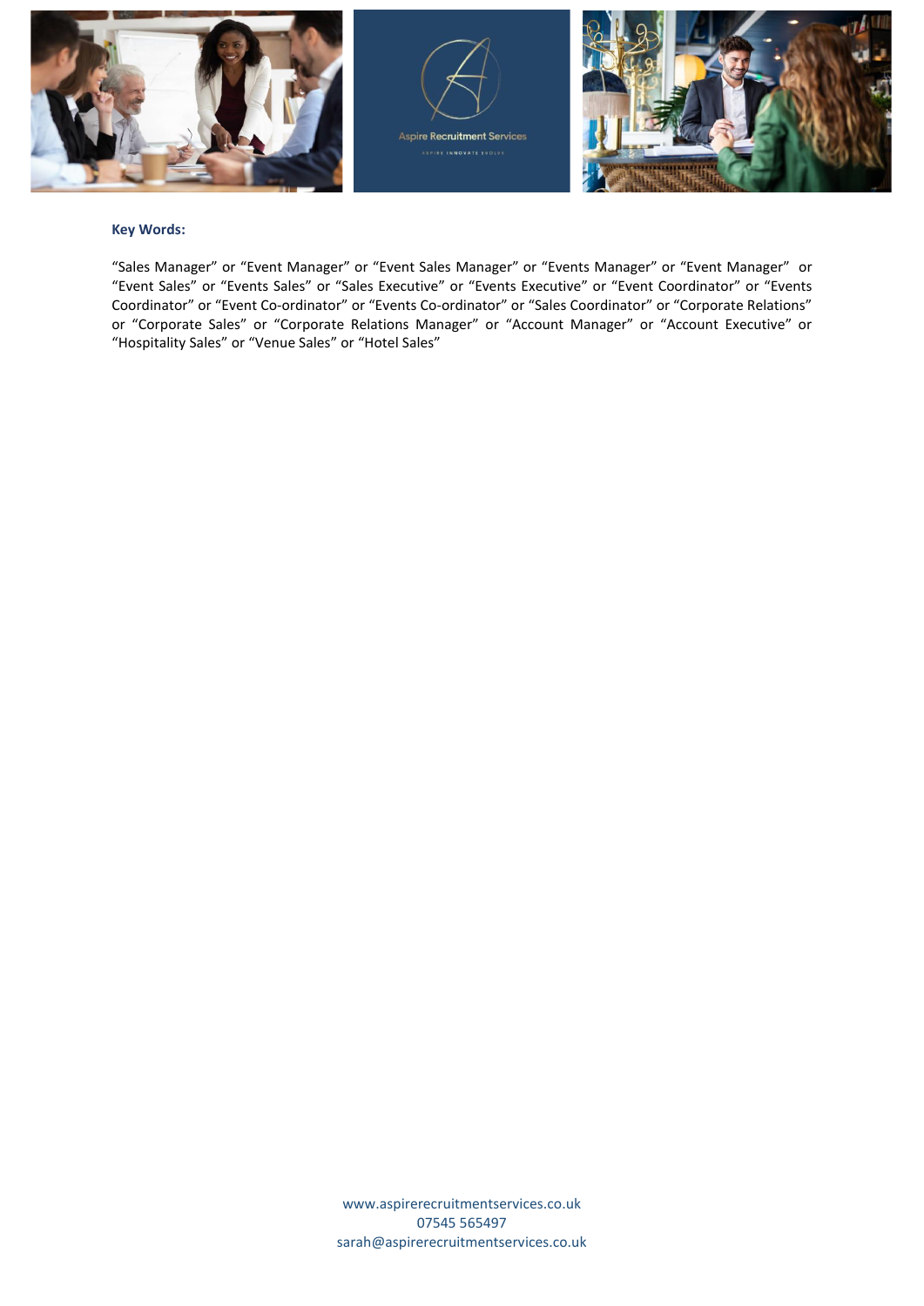**Key Words:**

"Sales Manager" or "Event Manager" or "Event Sales Manager" or "Events Manager" or "Event Manager" or "Event Sales" or "Events Sales" or "Sales Executive" or "Events Executive" or "Event Coordinator" or "Events Coordinator" or "Event Co-ordinator" or "Events Co-ordinator" or "Sales Coordinator" or "Corporate Relations" or "Corporate Sales" or "Corporate Relations Manager" or "Account Manager" or "Account Executive" or "Hospitality Sales" or "Venue Sales" or "Hotel Sales"

www.aspirerecruitmentservices.co.uk
07545 565497
sarah@aspirerecruitmentservices.co.uk